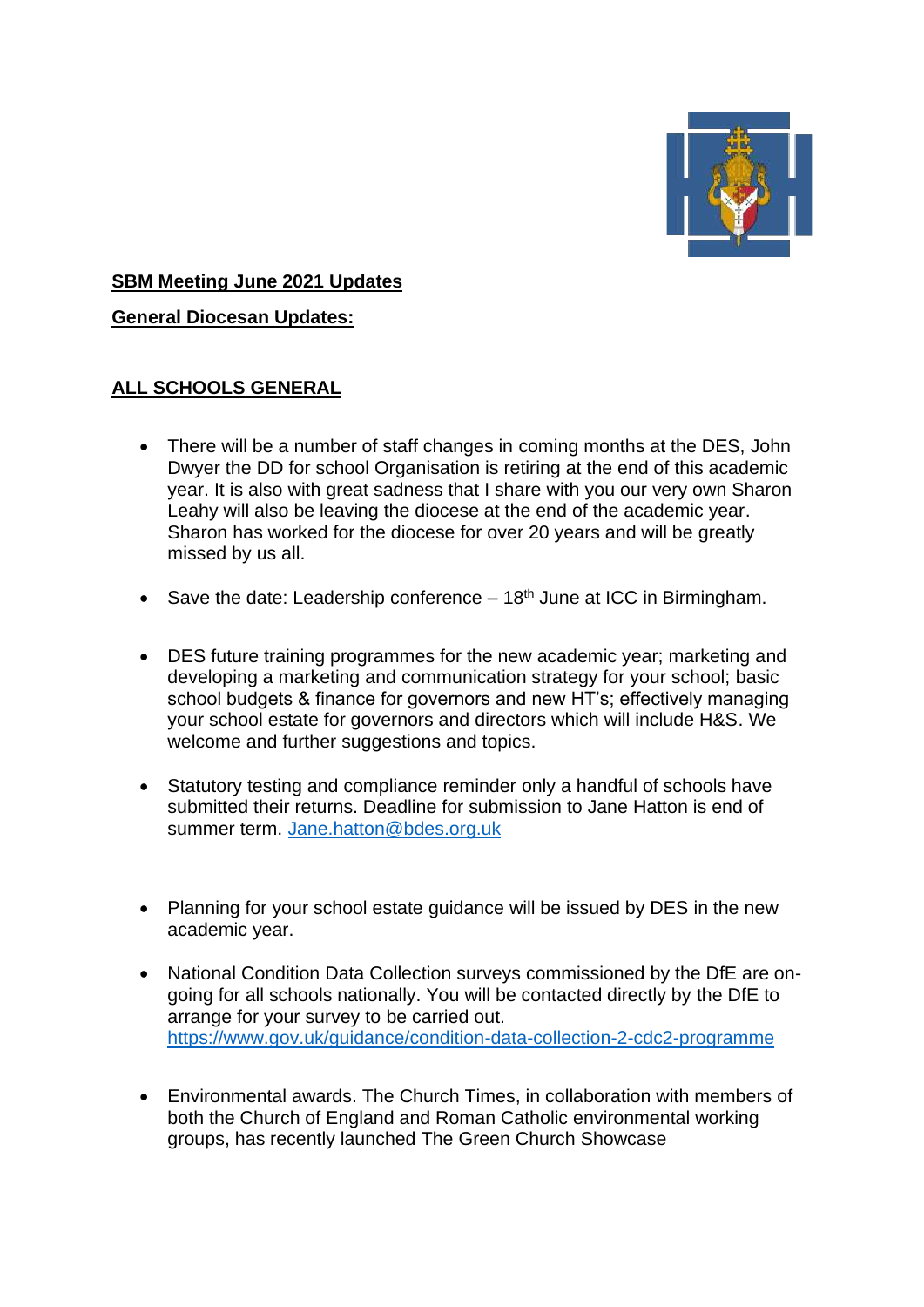**SBM Meeting June 2021 Updates**

**General Diocesan Updates:**

**ALL SCHOOLS GENERAL**

- There will be a number of staff changes in coming months at the DES, John Dwyer the DD for school Organisation is retiring at the end of this academic year. It is also with great sadness that I share with you our very own Sharon Leahy will also be leaving the diocese at the end of the academic year. Sharon has worked for the diocese for over 20 years and will be greatly missed by us all.

- Save the date: Leadership conference – 18th June at ICC in Birmingham.

- DES future training programmes for the new academic year; marketing and developing a marketing and communication strategy for your school; basic school budgets & finance for governors and new HT's; effectively managing your school estate for governors and directors which will include H&S. We welcome and further suggestions and topics.

- Statutory testing and compliance reminder only a handful of schools have submitted their returns. Deadline for submission to Jane Hatton is end of summer term. Jane.hatton@bdes.org.uk

- Planning for your school estate guidance will be issued by DES in the new academic year.

- National Condition Data Collection surveys commissioned by the DfE are on-going for all schools nationally. You will be contacted directly by the DfE to arrange for your survey to be carried out. https://www.gov.uk/guidance/condition-data-collection-2-cdc2-programme

- Environmental awards. The Church Times, in collaboration with members of both the Church of England and Roman Catholic environmental working groups, has recently launched The Green Church Showcase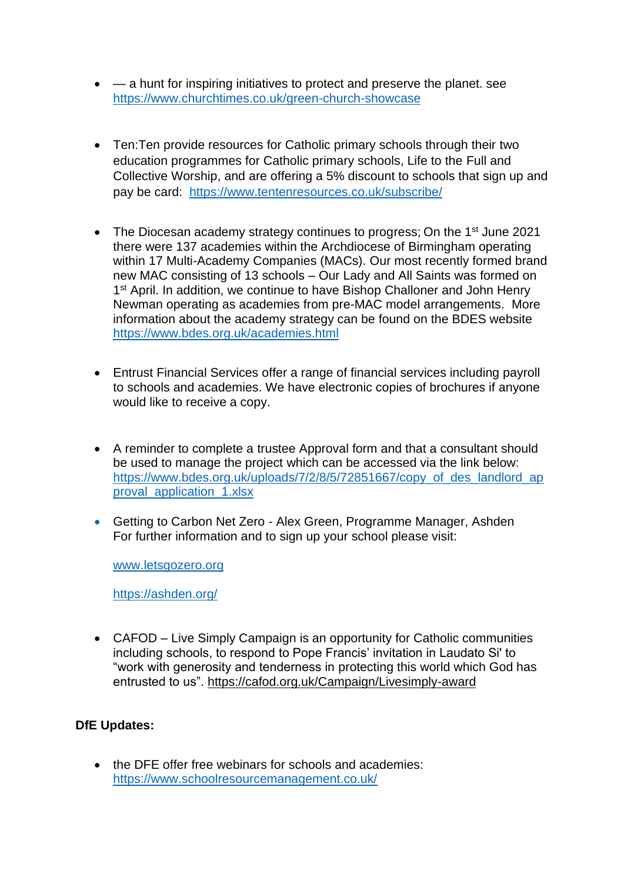- — a hunt for inspiring initiatives to protect and preserve the planet. see https://www.churchtimes.co.uk/green-church-showcase

- Ten:Ten provide resources for Catholic primary schools through their two education programmes for Catholic primary schools, Life to the Full and Collective Worship, and are offering a 5% discount to schools that sign up and pay be card: https://www.tentenresources.co.uk/subscribe/

- The Diocesan academy strategy continues to progress; On the 1st June 2021 there were 137 academies within the Archdiocese of Birmingham operating within 17 Multi-Academy Companies (MACs). Our most recently formed brand new MAC consisting of 13 schools – Our Lady and All Saints was formed on 1st April. In addition, we continue to have Bishop Challoner and John Henry Newman operating as academies from pre-MAC model arrangements. More information about the academy strategy can be found on the BDES website https://www.bdes.org.uk/academies.html

- Entrust Financial Services offer a range of financial services including payroll to schools and academies. We have electronic copies of brochures if anyone would like to receive a copy.

- A reminder to complete a trustee Approval form and that a consultant should be used to manage the project which can be accessed via the link below: https://www.bdes.org.uk/uploads/7/2/8/5/72851667/copy_of_des_landlord_approval_application_1.xlsx

- Getting to Carbon Net Zero - Alex Green, Programme Manager, Ashden
  For further information and to sign up your school please visit:

  www.letsgozero.org

  https://ashden.org/

- CAFOD – Live Simply Campaign is an opportunity for Catholic communities including schools, to respond to Pope Francis' invitation in Laudato Si' to "work with generosity and tenderness in protecting this world which God has entrusted to us". https://cafod.org.uk/Campaign/Livesimply-award

**DfE Updates:**

- the DFE offer free webinars for schools and academies: https://www.schoolresourcemanagement.co.uk/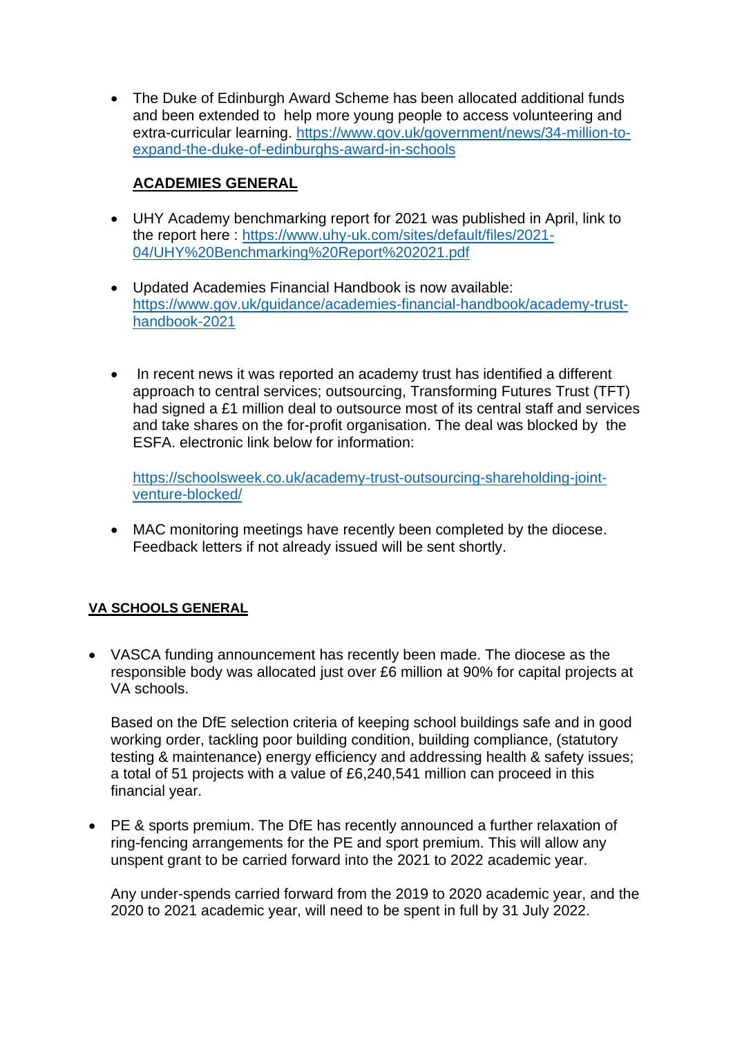- The Duke of Edinburgh Award Scheme has been allocated additional funds and been extended to help more young people to access volunteering and extra-curricular learning. https://www.gov.uk/government/news/34-million-to-expand-the-duke-of-edinburghs-award-in-schools

## ACADEMIES GENERAL

- UHY Academy benchmarking report for 2021 was published in April, link to the report here : https://www.uhy-uk.com/sites/default/files/2021-04/UHY%20Benchmarking%20Report%202021.pdf

- Updated Academies Financial Handbook is now available: https://www.gov.uk/guidance/academies-financial-handbook/academy-trust-handbook-2021

- In recent news it was reported an academy trust has identified a different approach to central services; outsourcing, Transforming Futures Trust (TFT) had signed a £1 million deal to outsource most of its central staff and services and take shares on the for-profit organisation. The deal was blocked by the ESFA. electronic link below for information:

  https://schoolsweek.co.uk/academy-trust-outsourcing-shareholding-joint-venture-blocked/

- MAC monitoring meetings have recently been completed by the diocese. Feedback letters if not already issued will be sent shortly.

## VA SCHOOLS GENERAL

- VASCA funding announcement has recently been made. The diocese as the responsible body was allocated just over £6 million at 90% for capital projects at VA schools.

  Based on the DfE selection criteria of keeping school buildings safe and in good working order, tackling poor building condition, building compliance, (statutory testing & maintenance) energy efficiency and addressing health & safety issues; a total of 51 projects with a value of £6,240,541 million can proceed in this financial year.

- PE & sports premium. The DfE has recently announced a further relaxation of ring-fencing arrangements for the PE and sport premium. This will allow any unspent grant to be carried forward into the 2021 to 2022 academic year.

  Any under-spends carried forward from the 2019 to 2020 academic year, and the 2020 to 2021 academic year, will need to be spent in full by 31 July 2022.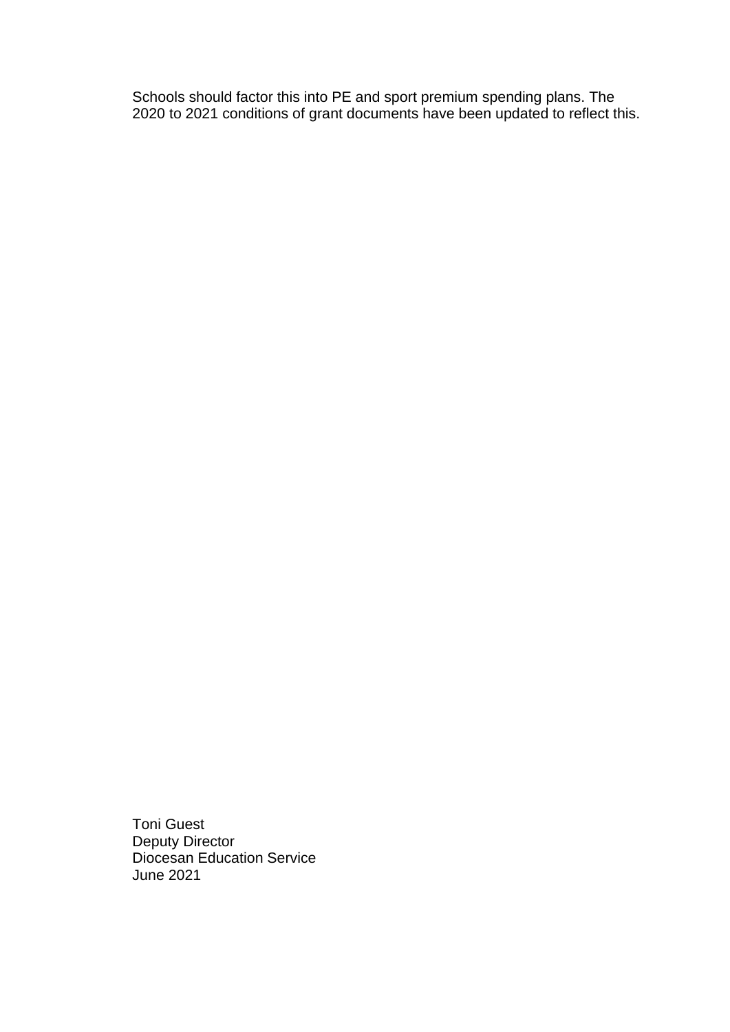Schools should factor this into PE and sport premium spending plans. The 2020 to 2021 conditions of grant documents have been updated to reflect this.

Toni Guest
Deputy Director
Diocesan Education Service
June 2021